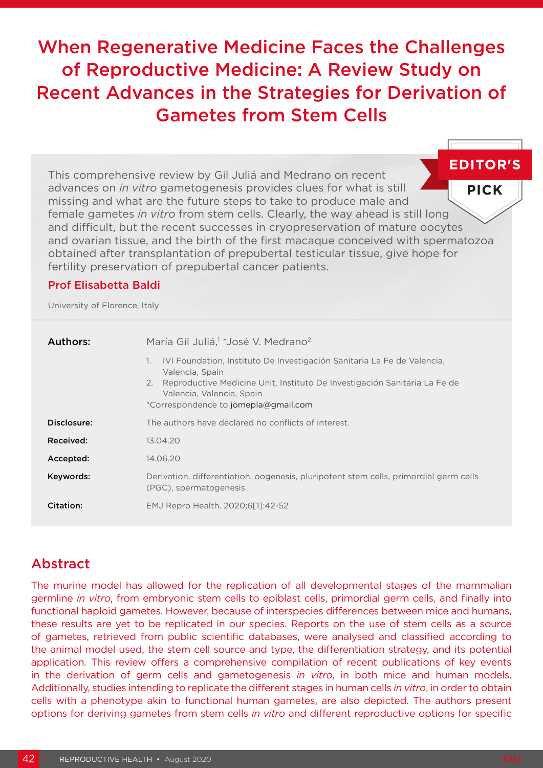# When Regenerative Medicine Faces the Challenges of Reproductive Medicine: A Review Study on Recent Advances in the Strategies for Derivation of Gametes from Stem Cells

**EDITOR'S PICK**

This comprehensive review by Gil Juliá and Medrano on recent advances on *in vitro* gametogenesis provides clues for what is still missing and what are the future steps to take to produce male and female gametes *in vitro* from stem cells. Clearly, the way ahead is still long and difficult, but the recent successes in cryopreservation of mature oocytes and ovarian tissue, and the birth of the first macaque conceived with spermatozoa obtained after transplantation of prepubertal testicular tissue, give hope for fertility preservation of prepubertal cancer patients.

**Prof Elisabetta Baldi**

University of Florence, Italy

| | |
|---|---|
| **Authors:** | María Gil Juliá,[1] *José V. Medrano[2] <br> 1. IVI Foundation, Instituto De Investigación Sanitaria La Fe de Valencia, Valencia, Spain <br> 2. Reproductive Medicine Unit, Instituto De Investigación Sanitaria La Fe de Valencia, Valencia, Spain <br> *Correspondence to jomepla@gmail.com |
| **Disclosure:** | The authors have declared no conflicts of interest. |
| **Received:** | 13.04.20 |
| **Accepted:** | 14.06.20 |
| **Keywords:** | Derivation, differentiation, oogenesis, pluripotent stem cells, primordial germ cells (PGC), spermatogenesis. |
| **Citation:** | EMJ Repro Health. 2020;6[1]:42-52 |

## Abstract

The murine model has allowed for the replication of all developmental stages of the mammalian germline *in vitro*, from embryonic stem cells to epiblast cells, primordial germ cells, and finally into functional haploid gametes. However, because of interspecies differences between mice and humans, these results are yet to be replicated in our species. Reports on the use of stem cells as a source of gametes, retrieved from public scientific databases, were analysed and classified according to the animal model used, the stem cell source and type, the differentiation strategy, and its potential application. This review offers a comprehensive compilation of recent publications of key events in the derivation of germ cells and gametogenesis *in vitro*, in both mice and human models. Additionally, studies intending to replicate the different stages in human cells *in vitro*, in order to obtain cells with a phenotype akin to functional human gametes, are also depicted. The authors present options for deriving gametes from stem cells *in vitro* and different reproductive options for specific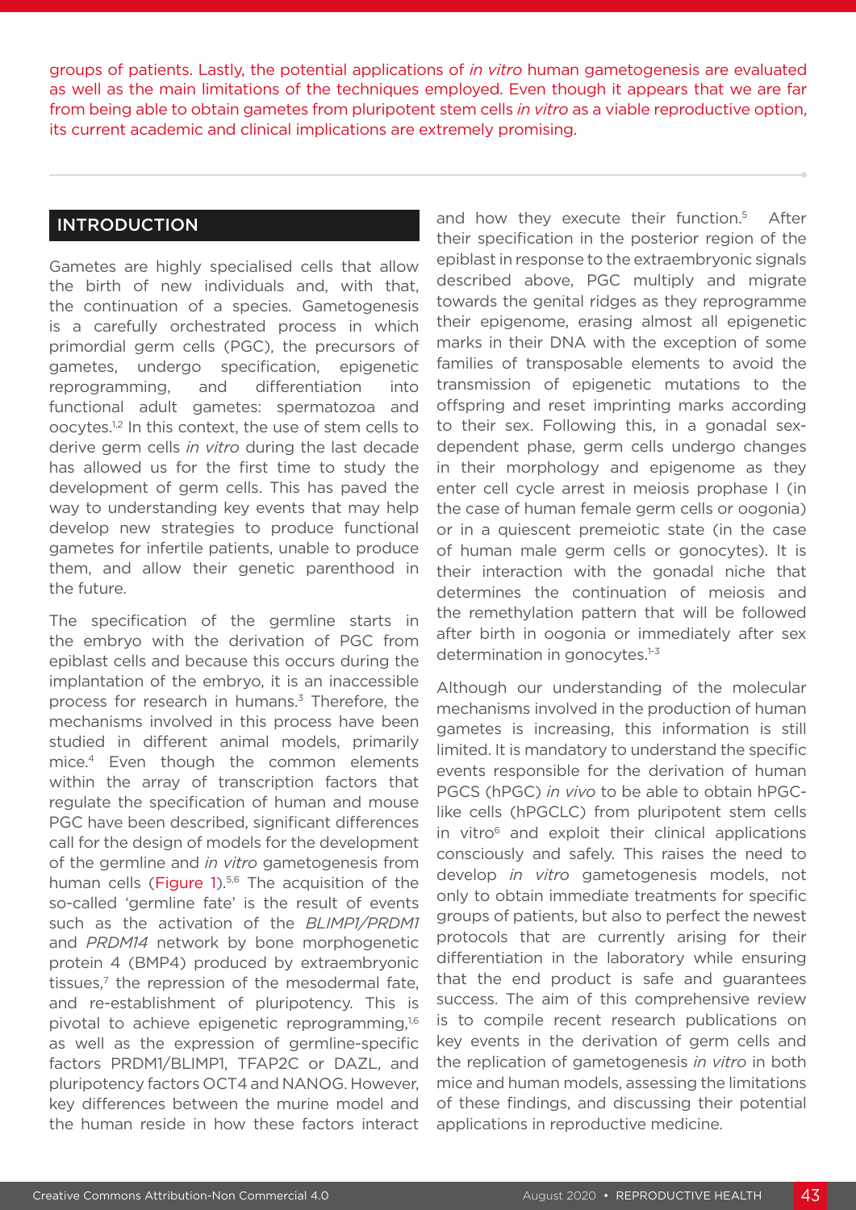groups of patients. Lastly, the potential applications of *in vitro* human gametogenesis are evaluated as well as the main limitations of the techniques employed. Even though it appears that we are far from being able to obtain gametes from pluripotent stem cells *in vitro* as a viable reproductive option, its current academic and clinical implications are extremely promising.

## INTRODUCTION

Gametes are highly specialised cells that allow the birth of new individuals and, with that, the continuation of a species. Gametogenesis is a carefully orchestrated process in which primordial germ cells (PGC), the precursors of gametes, undergo specification, epigenetic reprogramming, and differentiation into functional adult gametes: spermatozoa and oocytes.[1,2] In this context, the use of stem cells to derive germ cells *in vitro* during the last decade has allowed us for the first time to study the development of germ cells. This has paved the way to understanding key events that may help develop new strategies to produce functional gametes for infertile patients, unable to produce them, and allow their genetic parenthood in the future.

The specification of the germline starts in the embryo with the derivation of PGC from epiblast cells and because this occurs during the implantation of the embryo, it is an inaccessible process for research in humans.[3] Therefore, the mechanisms involved in this process have been studied in different animal models, primarily mice.[4] Even though the common elements within the array of transcription factors that regulate the specification of human and mouse PGC have been described, significant differences call for the design of models for the development of the germline and *in vitro* gametogenesis from human cells (Figure 1).[5,6] The acquisition of the so-called 'germline fate' is the result of events such as the activation of the *BLIMP1/PRDM1* and *PRDM14* network by bone morphogenetic protein 4 (BMP4) produced by extraembryonic tissues,[7] the repression of the mesodermal fate, and re-establishment of pluripotency. This is pivotal to achieve epigenetic reprogramming,[1,6] as well as the expression of germline-specific factors PRDM1/BLIMP1, TFAP2C or DAZL, and pluripotency factors OCT4 and NANOG. However, key differences between the murine model and the human reside in how these factors interact and how they execute their function.[5] After their specification in the posterior region of the epiblast in response to the extraembryonic signals described above, PGC multiply and migrate towards the genital ridges as they reprogramme their epigenome, erasing almost all epigenetic marks in their DNA with the exception of some families of transposable elements to avoid the transmission of epigenetic mutations to the offspring and reset imprinting marks according to their sex. Following this, in a gonadal sex-dependent phase, germ cells undergo changes in their morphology and epigenome as they enter cell cycle arrest in meiosis prophase I (in the case of human female germ cells or oogonia) or in a quiescent premeiotic state (in the case of human male germ cells or gonocytes). It is their interaction with the gonadal niche that determines the continuation of meiosis and the remethylation pattern that will be followed after birth in oogonia or immediately after sex determination in gonocytes.[1-3]

Although our understanding of the molecular mechanisms involved in the production of human gametes is increasing, this information is still limited. It is mandatory to understand the specific events responsible for the derivation of human PGCS (hPGC) *in vivo* to be able to obtain hPGC-like cells (hPGCLC) from pluripotent stem cells in vitro[6] and exploit their clinical applications consciously and safely. This raises the need to develop *in vitro* gametogenesis models, not only to obtain immediate treatments for specific groups of patients, but also to perfect the newest protocols that are currently arising for their differentiation in the laboratory while ensuring that the end product is safe and guarantees success. The aim of this comprehensive review is to compile recent research publications on key events in the derivation of germ cells and the replication of gametogenesis *in vitro* in both mice and human models, assessing the limitations of these findings, and discussing their potential applications in reproductive medicine.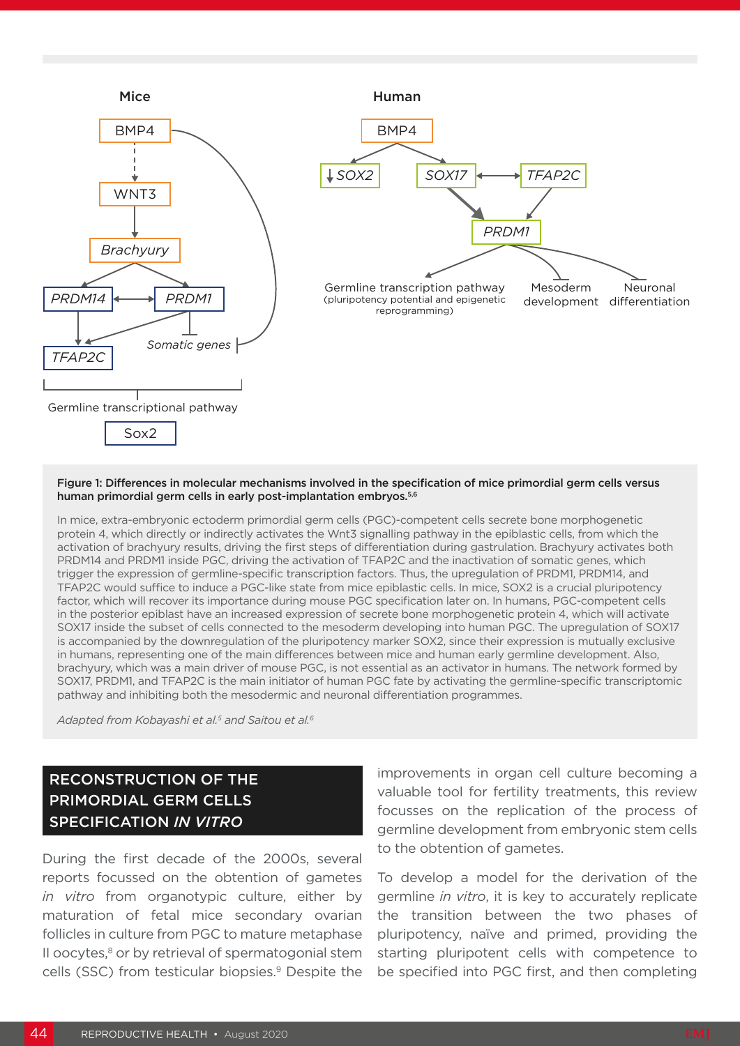**Figure 1: Differences in molecular mechanisms involved in the specification of mice primordial germ cells versus human primordial germ cells in early post-implantation embryos.[5,6]**

In mice, extra-embryonic ectoderm primordial germ cells (PGC)-competent cells secrete bone morphogenetic protein 4, which directly or indirectly activates the Wnt3 signalling pathway in the epiblastic cells, from which the activation of brachyury results, driving the first steps of differentiation during gastrulation. Brachyury activates both PRDM14 and PRDM1 inside PGC, driving the activation of TFAP2C and the inactivation of somatic genes, which trigger the expression of germline-specific transcription factors. Thus, the upregulation of PRDM1, PRDM14, and TFAP2C would suffice to induce a PGC-like state from mice epiblastic cells. In mice, SOX2 is a crucial pluripotency factor, which will recover its importance during mouse PGC specification later on. In humans, PGC-competent cells in the posterior epiblast have an increased expression of secrete bone morphogenetic protein 4, which will activate SOX17 inside the subset of cells connected to the mesoderm developing into human PGC. The upregulation of SOX17 is accompanied by the downregulation of the pluripotency marker SOX2, since their expression is mutually exclusive in humans, representing one of the main differences between mice and human early germline development. Also, brachyury, which was a main driver of mouse PGC, is not essential as an activator in humans. The network formed by SOX17, PRDM1, and TFAP2C is the main initiator of human PGC fate by activating the germline-specific transcriptomic pathway and inhibiting both the mesodermic and neuronal differentiation programmes.

*Adapted from Kobayashi et al.[5] and Saitou et al.[6]*

## RECONSTRUCTION OF THE PRIMORDIAL GERM CELLS SPECIFICATION *IN VITRO*

During the first decade of the 2000s, several reports focussed on the obtention of gametes *in vitro* from organotypic culture, either by maturation of fetal mice secondary ovarian follicles in culture from PGC to mature metaphase II oocytes,[8] or by retrieval of spermatogonial stem cells (SSC) from testicular biopsies.[9] Despite the improvements in organ cell culture becoming a valuable tool for fertility treatments, this review focusses on the replication of the process of germline development from embryonic stem cells to the obtention of gametes.

To develop a model for the derivation of the germline *in vitro*, it is key to accurately replicate the transition between the two phases of pluripotency, naïve and primed, providing the starting pluripotent cells with competence to be specified into PGC first, and then completing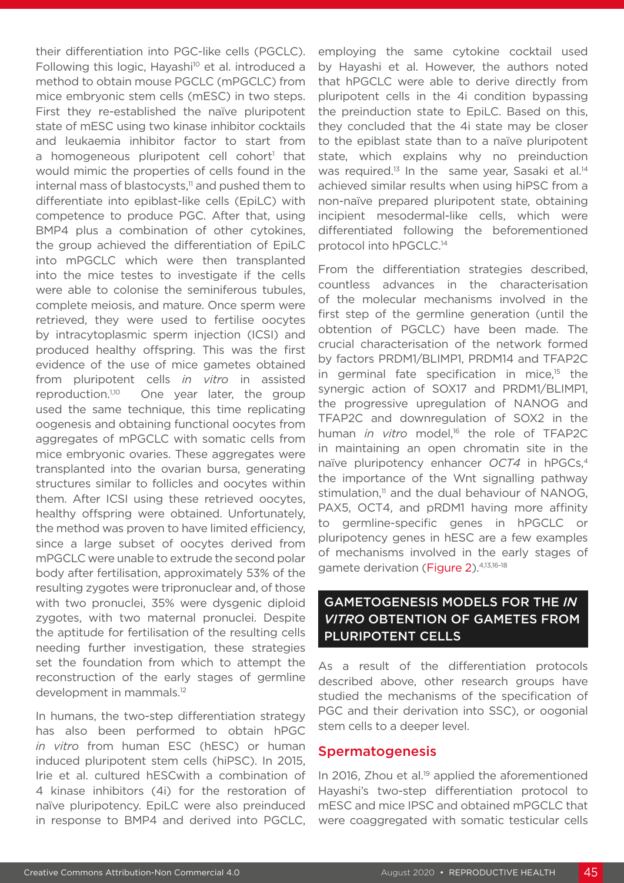their differentiation into PGC-like cells (PGCLC). Following this logic, Hayashi[10] et al. introduced a method to obtain mouse PGCLC (mPGCLC) from mice embryonic stem cells (mESC) in two steps. First they re-established the naïve pluripotent state of mESC using two kinase inhibitor cocktails and leukaemia inhibitor factor to start from a homogeneous pluripotent cell cohort[1] that would mimic the properties of cells found in the internal mass of blastocysts,[11] and pushed them to differentiate into epiblast-like cells (EpiLC) with competence to produce PGC. After that, using BMP4 plus a combination of other cytokines, the group achieved the differentiation of EpiLC into mPGCLC which were then transplanted into the mice testes to investigate if the cells were able to colonise the seminiferous tubules, complete meiosis, and mature. Once sperm were retrieved, they were used to fertilise oocytes by intracytoplasmic sperm injection (ICSI) and produced healthy offspring. This was the first evidence of the use of mice gametes obtained from pluripotent cells *in vitro* in assisted reproduction.[1,10] One year later, the group used the same technique, this time replicating oogenesis and obtaining functional oocytes from aggregates of mPGCLC with somatic cells from mice embryonic ovaries. These aggregates were transplanted into the ovarian bursa, generating structures similar to follicles and oocytes within them. After ICSI using these retrieved oocytes, healthy offspring were obtained. Unfortunately, the method was proven to have limited efficiency, since a large subset of oocytes derived from mPGCLC were unable to extrude the second polar body after fertilisation, approximately 53% of the resulting zygotes were tripronuclear and, of those with two pronuclei, 35% were dysgenic diploid zygotes, with two maternal pronuclei. Despite the aptitude for fertilisation of the resulting cells needing further investigation, these strategies set the foundation from which to attempt the reconstruction of the early stages of germline development in mammals.[12]

In humans, the two-step differentiation strategy has also been performed to obtain hPGC *in vitro* from human ESC (hESC) or human induced pluripotent stem cells (hiPSC). In 2015, Irie et al. cultured hESCwith a combination of 4 kinase inhibitors (4i) for the restoration of naïve pluripotency. EpiLC were also preinduced in response to BMP4 and derived into PGCLC, employing the same cytokine cocktail used by Hayashi et al. However, the authors noted that hPGCLC were able to derive directly from pluripotent cells in the 4i condition bypassing the preinduction state to EpiLC. Based on this, they concluded that the 4i state may be closer to the epiblast state than to a naïve pluripotent state, which explains why no preinduction was required.[13] In the same year, Sasaki et al.[14] achieved similar results when using hiPSC from a non-naïve prepared pluripotent state, obtaining incipient mesodermal-like cells, which were differentiated following the beforementioned protocol into hPGCLC.[14]

From the differentiation strategies described, countless advances in the characterisation of the molecular mechanisms involved in the first step of the germline generation (until the obtention of PGCLC) have been made. The crucial characterisation of the network formed by factors PRDM1/BLIMP1, PRDM14 and TFAP2C in germinal fate specification in mice,[15] the synergic action of SOX17 and PRDM1/BLIMP1, the progressive upregulation of NANOG and TFAP2C and downregulation of SOX2 in the human *in vitro* model,[16] the role of TFAP2C in maintaining an open chromatin site in the naïve pluripotency enhancer *OCT4* in hPGCs,[4] the importance of the Wnt signalling pathway stimulation,[11] and the dual behaviour of NANOG, PAX5, OCT4, and pRDM1 having more affinity to germline-specific genes in hPGCLC or pluripotency genes in hESC are a few examples of mechanisms involved in the early stages of gamete derivation (Figure 2).[4,13,16-18]

## GAMETOGENESIS MODELS FOR THE *IN VITRO* OBTENTION OF GAMETES FROM PLURIPOTENT CELLS

As a result of the differentiation protocols described above, other research groups have studied the mechanisms of the specification of PGC and their derivation into SSC), or oogonial stem cells to a deeper level.

### Spermatogenesis

In 2016, Zhou et al.[19] applied the aforementioned Hayashi's two-step differentiation protocol to mESC and mice IPSC and obtained mPGCLC that were coaggregated with somatic testicular cells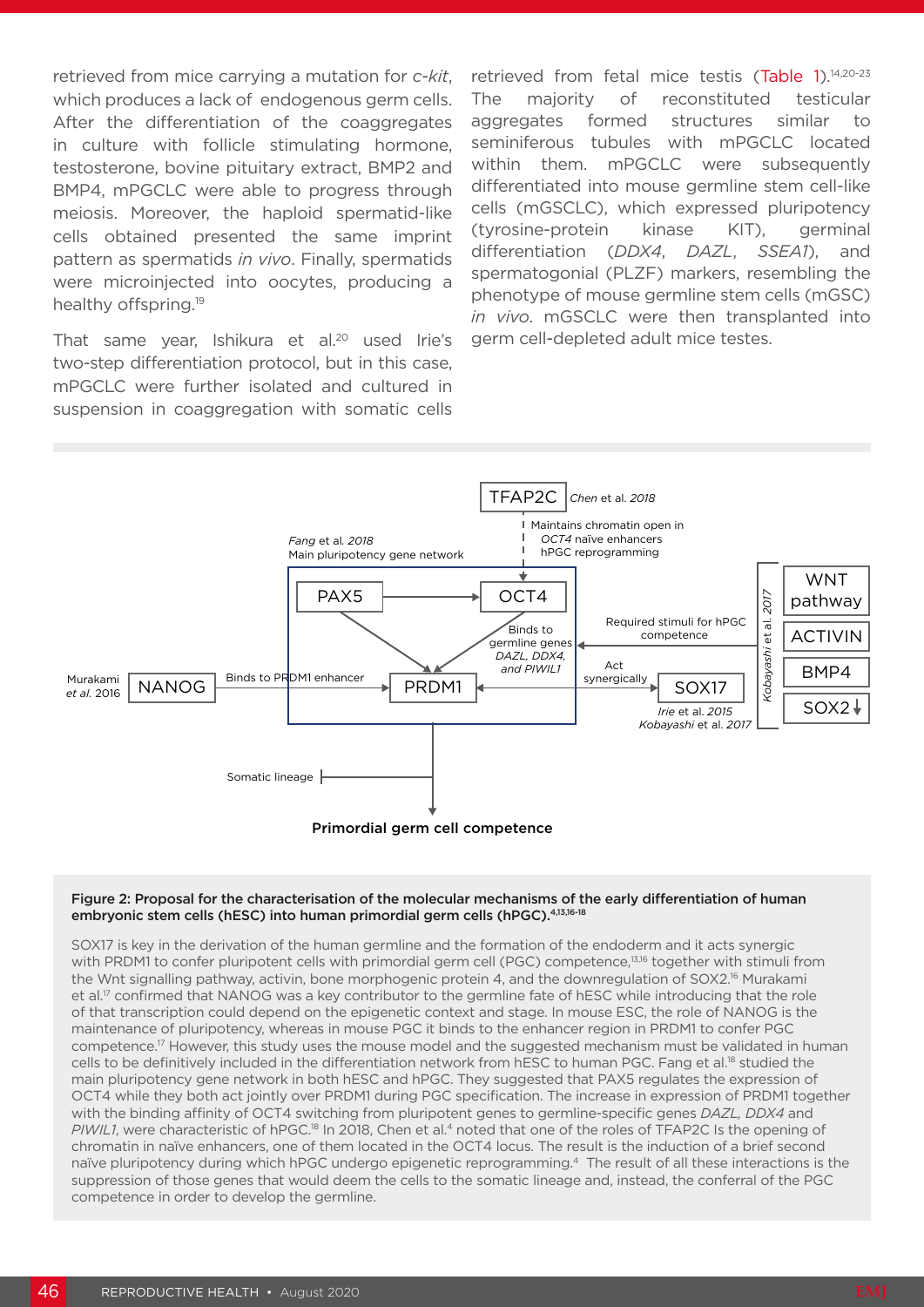retrieved from mice carrying a mutation for *c-kit*, which produces a lack of endogenous germ cells. After the differentiation of the coaggregates in culture with follicle stimulating hormone, testosterone, bovine pituitary extract, BMP2 and BMP4, mPGCLC were able to progress through meiosis. Moreover, the haploid spermatid-like cells obtained presented the same imprint pattern as spermatids *in vivo*. Finally, spermatids were microinjected into oocytes, producing a healthy offspring.[19]

That same year, Ishikura et al.[20] used Irie's two-step differentiation protocol, but in this case, mPGCLC were further isolated and cultured in suspension in coaggregation with somatic cells retrieved from fetal mice testis (Table 1).[14,20-23] The majority of reconstituted testicular aggregates formed structures similar to seminiferous tubules with mPGCLC located within them. mPGCLC were subsequently differentiated into mouse germline stem cell-like cells (mGSCLC), which expressed pluripotency (tyrosine-protein kinase KIT), germinal differentiation (*DDX4*, *DAZL*, *SSEA1*), and spermatogonial (PLZF) markers, resembling the phenotype of mouse germline stem cells (mGSC) *in vivo*. mGSCLC were then transplanted into germ cell-depleted adult mice testes.

**Figure 2: Proposal for the characterisation of the molecular mechanisms of the early differentiation of human embryonic stem cells (hESC) into human primordial germ cells (hPGC).[4,13,16-18]**

SOX17 is key in the derivation of the human germline and the formation of the endoderm and it acts synergic with PRDM1 to confer pluripotent cells with primordial germ cell (PGC) competence,[13,16] together with stimuli from the Wnt signalling pathway, activin, bone morphogenic protein 4, and the downregulation of SOX2.[16] Murakami et al.[17] confirmed that NANOG was a key contributor to the germline fate of hESC while introducing that the role of that transcription could depend on the epigenetic context and stage. In mouse ESC, the role of NANOG is the maintenance of pluripotency, whereas in mouse PGC it binds to the enhancer region in PRDM1 to confer PGC competence.[17] However, this study uses the mouse model and the suggested mechanism must be validated in human cells to be definitively included in the differentiation network from hESC to human PGC. Fang et al.[18] studied the main pluripotency gene network in both hESC and hPGC. They suggested that PAX5 regulates the expression of OCT4 while they both act jointly over PRDM1 during PGC specification. The increase in expression of PRDM1 together with the binding affinity of OCT4 switching from pluripotent genes to germline-specific genes *DAZL, DDX4* and *PIWIL1*, were characteristic of hPGC.[18] In 2018, Chen et al.[4] noted that one of the roles of TFAP2C Is the opening of chromatin in naïve enhancers, one of them located in the OCT4 locus. The result is the induction of a brief second naïve pluripotency during which hPGC undergo epigenetic reprogramming.[4] The result of all these interactions is the suppression of those genes that would deem the cells to the somatic lineage and, instead, the conferral of the PGC competence in order to develop the germline.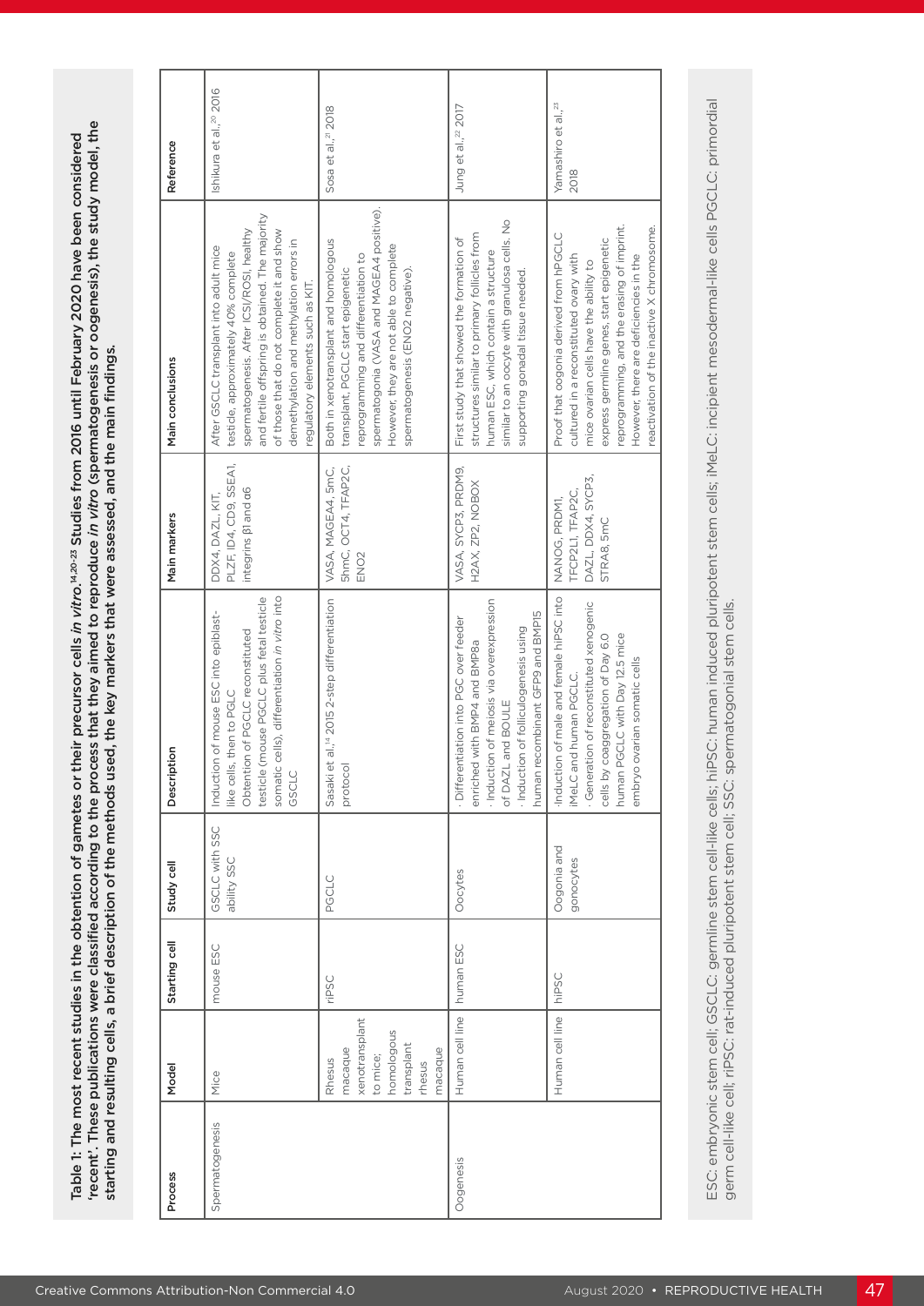Table 1: The most recent studies in the obtention of gametes or their precursor cells *in vitro*.[14,20-23] Studies from 2016 until February 2020 have been considered 'recent'. These publications were classified according to the process that they aimed to reproduce *in vitro* (spermatogenesis or oogenesis), the study model, the starting and resulting cells, a brief description of the methods used, the key markers that were assessed, and the main findings.

| Process | Model | Starting cell | Study cell | Description | Main markers | Main conclusions | Reference |
|---|---|---|---|---|---|---|---|
| Spermatogenesis | Mice | mouse ESC | GSCLC with SSC ability SSC | Induction of mouse ESC into epiblast-like cells, then to PGLC Obtention of PGCLC reconstituted testicle (mouse PGCLC plus fetal testicle somatic cells), differentiation *in vitro* into GSCLC | DDX4, DAZL, KIT, PLZF, ID4, CD9, SSEA1, integrins β1 and α6 | After GSCLC transplant into adult mice testicle, approximately 40% complete spermatogenesis. After ICSI/ROSI, healthy and fertile offspring is obtained. The majority of those that do not complete it and show demethylation and methylation errors in regulatory elements such as KIT. | Ishikura et al.,[20] 2016 |
| | Rhesus macaque xenotransplant to mice; homologous transplant rhesus macaque | riPSC | PGCLC | Sasaki et al.,[14] 2015 2-step differentiation protocol | VASA, MAGEA4, 5mC, 5hmC, OCT4, TFAP2C, ENO2 | Both in xenotransplant and homologous transplant, PGCLC start epigenetic reprogramming and differentiation to spermatogonia (VASA and MAGEA4 positive). However, they are not able to complete spermatogenesis (ENO2 negative). | Sosa et al.,[21] 2018 |
| Oogenesis | Human cell line | human ESC | Oocytes | · Differentiation into PGC over feeder enriched with BMP4 and BMP8a · Induction of meiosis via overexpression of DAZL and BOULE · Induction of folliculogenesis using human recombinant GFP9 and BMP15 | VASA, SYCP3, PRDM9, H2AX, ZP2, NOBOX | First study that showed the formation of structures similar to primary follicles from human ESC, which contain a structure similar to an oocyte with granulosa cells. No supporting gonadal tissue needed. | Jung et al.,[22] 2017 |
| | Human cell line | hiPSC | Oogonia and gonocytes | ·Induction of male and female hiPSC into iMeLC and human PGCLC. · Generation of reconstituted xenogenic cells by coaggregation of Day 6.0 human PGCLC with Day 12.5 mice embryo ovarian somatic cells | NANOG, PRDM1, TFCP2L1, TFAP2C, DAZL, DDX4, SYCP3, STRA8, 5mC | Proof that oogonia derived from hPGCLC cultured in a reconstituted ovary with mice ovarian cells have the ability to express germline genes, start epigenetic reprogramming, and the erasing of imprint. However, there are deficiencies in the reactivation of the inactive X chromosome. | Yamashiro et al.,[23] 2018 |

ESC: embryonic stem cell; GSCLC: germline stem cell-like cells; hiPSC: human induced pluripotent stem cells; iMeLC: incipient mesodermal-like cells PGCLC: primordial germ cell-like cell; riPSC: rat-induced pluripotent stem cell; SSC: spermatogonial stem cells.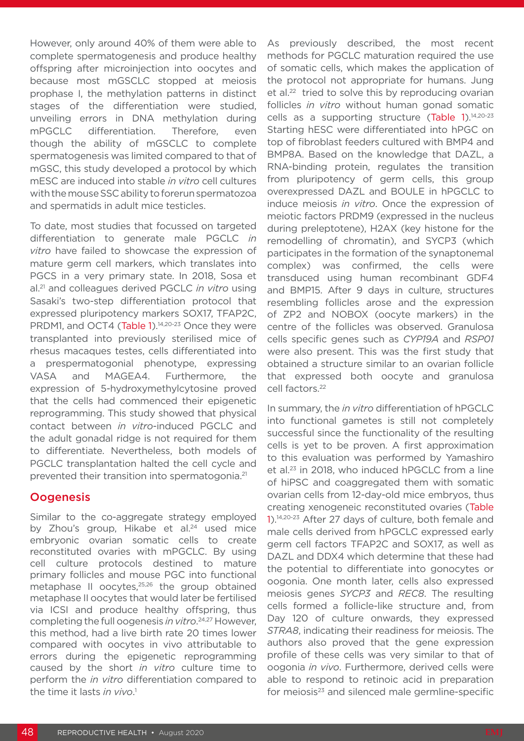However, only around 40% of them were able to complete spermatogenesis and produce healthy offspring after microinjection into oocytes and because most mGSCLC stopped at meiosis prophase I, the methylation patterns in distinct stages of the differentiation were studied, unveiling errors in DNA methylation during mPGCLC differentiation. Therefore, even though the ability of mGSCLC to complete spermatogenesis was limited compared to that of mGSC, this study developed a protocol by which mESC are induced into stable *in vitro* cell cultures with the mouse SSC ability to forerun spermatozoa and spermatids in adult mice testicles.

To date, most studies that focussed on targeted differentiation to generate male PGCLC *in vitro* have failed to showcase the expression of mature germ cell markers, which translates into PGCS in a very primary state. In 2018, Sosa et al.[21] and colleagues derived PGCLC *in vitro* using Sasaki's two-step differentiation protocol that expressed pluripotency markers SOX17, TFAP2C, PRDM1, and OCT4 (Table 1).[14,20-23] Once they were transplanted into previously sterilised mice of rhesus macaques testes, cells differentiated into a prespermatogonial phenotype, expressing VASA and MAGEA4. Furthermore, the expression of 5-hydroxymethylcytosine proved that the cells had commenced their epigenetic reprogramming. This study showed that physical contact between *in vitro*-induced PGCLC and the adult gonadal ridge is not required for them to differentiate. Nevertheless, both models of PGCLC transplantation halted the cell cycle and prevented their transition into spermatogonia.[21]

## Oogenesis

Similar to the co-aggregate strategy employed by Zhou's group, Hikabe et al.[24] used mice embryonic ovarian somatic cells to create reconstituted ovaries with mPGCLC. By using cell culture protocols destined to mature primary follicles and mouse PGC into functional metaphase II oocytes,[25,26] the group obtained metaphase II oocytes that would later be fertilised via ICSI and produce healthy offspring, thus completing the full oogenesis *in vitro*.[24,27] However, this method, had a live birth rate 20 times lower compared with oocytes in vivo attributable to errors during the epigenetic reprogramming caused by the short *in vitro* culture time to perform the *in vitro* differentiation compared to the time it lasts *in vivo*.[1]

As previously described, the most recent methods for PGCLC maturation required the use of somatic cells, which makes the application of the protocol not appropriate for humans. Jung et al.[22] tried to solve this by reproducing ovarian follicles *in vitro* without human gonad somatic cells as a supporting structure (Table 1).[14,20-23] Starting hESC were differentiated into hPGC on top of fibroblast feeders cultured with BMP4 and BMP8A. Based on the knowledge that DAZL, a RNA-binding protein, regulates the transition from pluripotency of germ cells, this group overexpressed DAZL and BOULE in hPGCLC to induce meiosis *in vitro*. Once the expression of meiotic factors PRDM9 (expressed in the nucleus during preleptotene), H2AX (key histone for the remodelling of chromatin), and SYCP3 (which participates in the formation of the synaptonemal complex) was confirmed, the cells were transduced using human recombinant GDF4 and BMP15. After 9 days in culture, structures resembling follicles arose and the expression of ZP2 and NOBOX (oocyte markers) in the centre of the follicles was observed. Granulosa cells specific genes such as *CYP19A* and *RSP01* were also present. This was the first study that obtained a structure similar to an ovarian follicle that expressed both oocyte and granulosa cell factors.[22]

In summary, the *in vitro* differentiation of hPGCLC into functional gametes is still not completely successful since the functionality of the resulting cells is yet to be proven. A first approximation to this evaluation was performed by Yamashiro et al.[23] in 2018, who induced hPGCLC from a line of hiPSC and coaggregated them with somatic ovarian cells from 12-day-old mice embryos, thus creating xenogeneic reconstituted ovaries (Table 1).[14,20-23] After 27 days of culture, both female and male cells derived from hPGCLC expressed early germ cell factors TFAP2C and SOX17, as well as DAZL and DDX4 which determine that these had the potential to differentiate into gonocytes or oogonia. One month later, cells also expressed meiosis genes *SYCP3* and *REC8*. The resulting cells formed a follicle-like structure and, from Day 120 of culture onwards, they expressed *STRA8*, indicating their readiness for meiosis. The authors also proved that the gene expression profile of these cells was very similar to that of oogonia *in vivo*. Furthermore, derived cells were able to respond to retinoic acid in preparation for meiosis[23] and silenced male germline-specific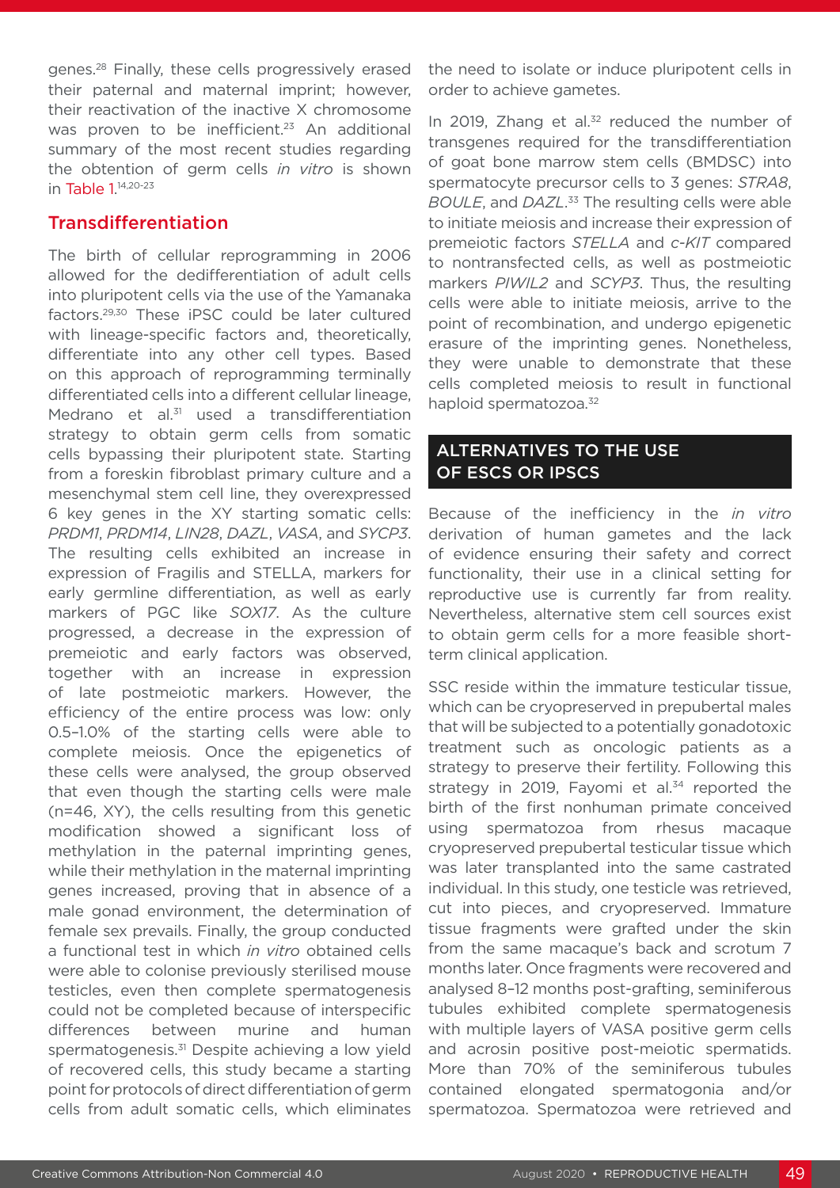genes.[28] Finally, these cells progressively erased their paternal and maternal imprint; however, their reactivation of the inactive X chromosome was proven to be inefficient.[23] An additional summary of the most recent studies regarding the obtention of germ cells *in vitro* is shown in Table 1.[14,20-23]

## Transdifferentiation

The birth of cellular reprogramming in 2006 allowed for the dedifferentiation of adult cells into pluripotent cells via the use of the Yamanaka factors.[29,30] These iPSC could be later cultured with lineage-specific factors and, theoretically, differentiate into any other cell types. Based on this approach of reprogramming terminally differentiated cells into a different cellular lineage, Medrano et al.[31] used a transdifferentiation strategy to obtain germ cells from somatic cells bypassing their pluripotent state. Starting from a foreskin fibroblast primary culture and a mesenchymal stem cell line, they overexpressed 6 key genes in the XY starting somatic cells: *PRDM1*, *PRDM14*, *LIN28*, *DAZL*, *VASA*, and *SYCP3*. The resulting cells exhibited an increase in expression of Fragilis and STELLA, markers for early germline differentiation, as well as early markers of PGC like *SOX17*. As the culture progressed, a decrease in the expression of premeiotic and early factors was observed, together with an increase in expression of late postmeiotic markers. However, the efficiency of the entire process was low: only 0.5–1.0% of the starting cells were able to complete meiosis. Once the epigenetics of these cells were analysed, the group observed that even though the starting cells were male (n=46, XY), the cells resulting from this genetic modification showed a significant loss of methylation in the paternal imprinting genes, while their methylation in the maternal imprinting genes increased, proving that in absence of a male gonad environment, the determination of female sex prevails. Finally, the group conducted a functional test in which *in vitro* obtained cells were able to colonise previously sterilised mouse testicles, even then complete spermatogenesis could not be completed because of interspecific differences between murine and human spermatogenesis.[31] Despite achieving a low yield of recovered cells, this study became a starting point for protocols of direct differentiation of germ cells from adult somatic cells, which eliminates the need to isolate or induce pluripotent cells in order to achieve gametes.

In 2019, Zhang et al.[32] reduced the number of transgenes required for the transdifferentiation of goat bone marrow stem cells (BMDSC) into spermatocyte precursor cells to 3 genes: *STRA8*, *BOULE*, and *DAZL*.[33] The resulting cells were able to initiate meiosis and increase their expression of premeiotic factors *STELLA* and *c-KIT* compared to nontransfected cells, as well as postmeiotic markers *PIWIL2* and *SCYP3*. Thus, the resulting cells were able to initiate meiosis, arrive to the point of recombination, and undergo epigenetic erasure of the imprinting genes. Nonetheless, they were unable to demonstrate that these cells completed meiosis to result in functional haploid spermatozoa.[32]

## ALTERNATIVES TO THE USE OF ESCS OR IPSCS

Because of the inefficiency in the *in vitro* derivation of human gametes and the lack of evidence ensuring their safety and correct functionality, their use in a clinical setting for reproductive use is currently far from reality. Nevertheless, alternative stem cell sources exist to obtain germ cells for a more feasible short-term clinical application.

SSC reside within the immature testicular tissue, which can be cryopreserved in prepubertal males that will be subjected to a potentially gonadotoxic treatment such as oncologic patients as a strategy to preserve their fertility. Following this strategy in 2019, Fayomi et al.[34] reported the birth of the first nonhuman primate conceived using spermatozoa from rhesus macaque cryopreserved prepubertal testicular tissue which was later transplanted into the same castrated individual. In this study, one testicle was retrieved, cut into pieces, and cryopreserved. Immature tissue fragments were grafted under the skin from the same macaque's back and scrotum 7 months later. Once fragments were recovered and analysed 8–12 months post-grafting, seminiferous tubules exhibited complete spermatogenesis with multiple layers of VASA positive germ cells and acrosin positive post-meiotic spermatids. More than 70% of the seminiferous tubules contained elongated spermatogonia and/or spermatozoa. Spermatozoa were retrieved and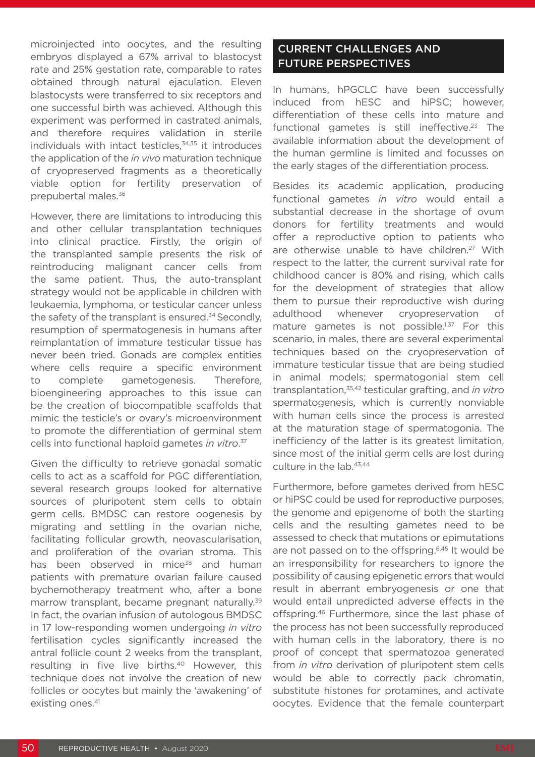microinjected into oocytes, and the resulting embryos displayed a 67% arrival to blastocyst rate and 25% gestation rate, comparable to rates obtained through natural ejaculation. Eleven blastocysts were transferred to six receptors and one successful birth was achieved. Although this experiment was performed in castrated animals, and therefore requires validation in sterile individuals with intact testicles,[34,35] it introduces the application of the *in vivo* maturation technique of cryopreserved fragments as a theoretically viable option for fertility preservation of prepubertal males.[36]

However, there are limitations to introducing this and other cellular transplantation techniques into clinical practice. Firstly, the origin of the transplanted sample presents the risk of reintroducing malignant cancer cells from the same patient. Thus, the auto-transplant strategy would not be applicable in children with leukaemia, lymphoma, or testicular cancer unless the safety of the transplant is ensured.[34] Secondly, resumption of spermatogenesis in humans after reimplantation of immature testicular tissue has never been tried. Gonads are complex entities where cells require a specific environment to complete gametogenesis. Therefore, bioengineering approaches to this issue can be the creation of biocompatible scaffolds that mimic the testicle's or ovary's microenvironment to promote the differentiation of germinal stem cells into functional haploid gametes *in vitro*.[37]

Given the difficulty to retrieve gonadal somatic cells to act as a scaffold for PGC differentiation, several research groups looked for alternative sources of pluripotent stem cells to obtain germ cells. BMDSC can restore oogenesis by migrating and settling in the ovarian niche, facilitating follicular growth, neovascularisation, and proliferation of the ovarian stroma. This has been observed in mice[38] and human patients with premature ovarian failure caused bychemotherapy treatment who, after a bone marrow transplant, became pregnant naturally.[39] In fact, the ovarian infusion of autologous BMDSC in 17 low-responding women undergoing *in vitro* fertilisation cycles significantly increased the antral follicle count 2 weeks from the transplant, resulting in five live births.[40] However, this technique does not involve the creation of new follicles or oocytes but mainly the 'awakening' of existing ones.[41]

## CURRENT CHALLENGES AND FUTURE PERSPECTIVES

In humans, hPGCLC have been successfully induced from hESC and hiPSC; however, differentiation of these cells into mature and functional gametes is still ineffective.[23] The available information about the development of the human germline is limited and focusses on the early stages of the differentiation process.

Besides its academic application, producing functional gametes *in vitro* would entail a substantial decrease in the shortage of ovum donors for fertility treatments and would offer a reproductive option to patients who are otherwise unable to have children.[27] With respect to the latter, the current survival rate for childhood cancer is 80% and rising, which calls for the development of strategies that allow them to pursue their reproductive wish during adulthood whenever cryopreservation of mature gametes is not possible.[1,37] For this scenario, in males, there are several experimental techniques based on the cryopreservation of immature testicular tissue that are being studied in animal models; spermatogonial stem cell transplantation,[35,42] testicular grafting, and *in vitro* spermatogenesis, which is currently nonviable with human cells since the process is arrested at the maturation stage of spermatogonia. The inefficiency of the latter is its greatest limitation, since most of the initial germ cells are lost during culture in the lab.[43,44]

Furthermore, before gametes derived from hESC or hiPSC could be used for reproductive purposes, the genome and epigenome of both the starting cells and the resulting gametes need to be assessed to check that mutations or epimutations are not passed on to the offspring.[6,45] It would be an irresponsibility for researchers to ignore the possibility of causing epigenetic errors that would result in aberrant embryogenesis or one that would entail unpredicted adverse effects in the offspring.[46] Furthermore, since the last phase of the process has not been successfully reproduced with human cells in the laboratory, there is no proof of concept that spermatozoa generated from *in vitro* derivation of pluripotent stem cells would be able to correctly pack chromatin, substitute histones for protamines, and activate oocytes. Evidence that the female counterpart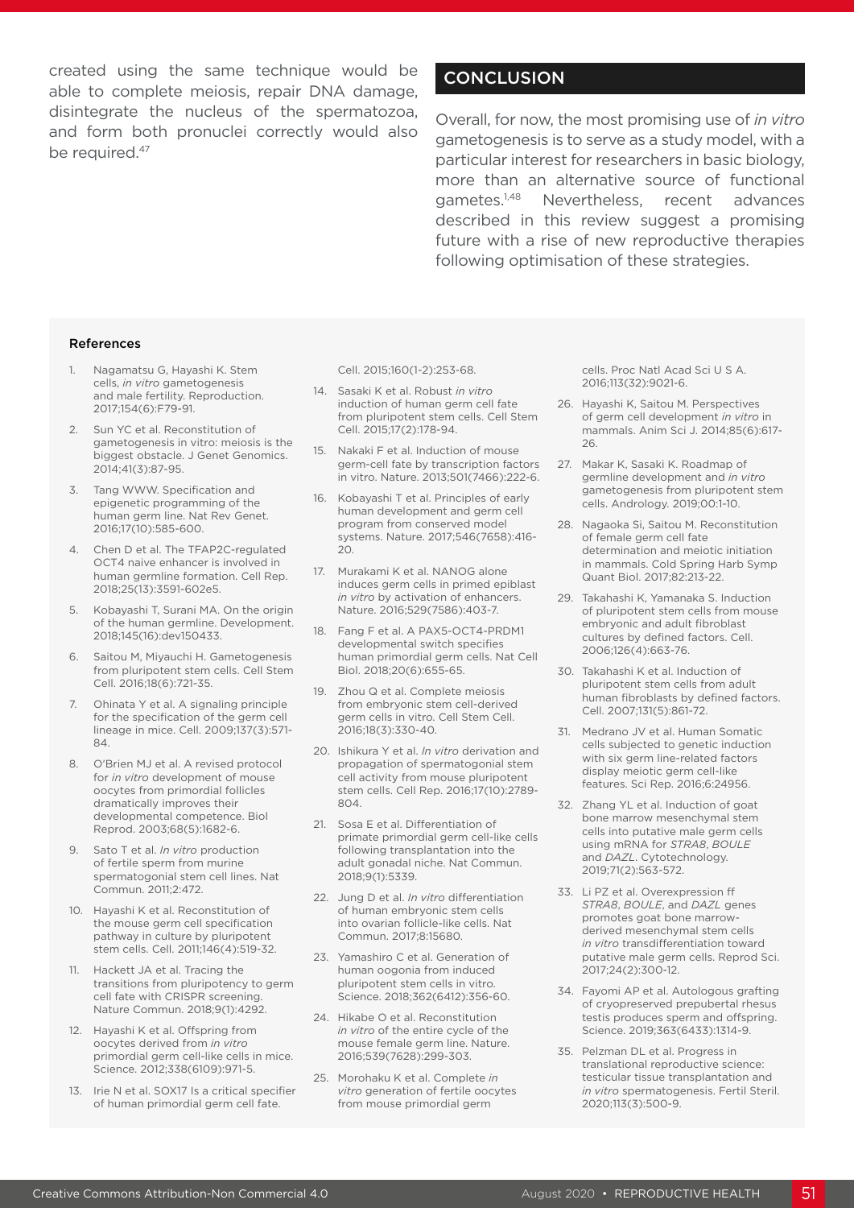created using the same technique would be able to complete meiosis, repair DNA damage, disintegrate the nucleus of the spermatozoa, and form both pronuclei correctly would also be required.[47]

## CONCLUSION

Overall, for now, the most promising use of *in vitro* gametogenesis is to serve as a study model, with a particular interest for researchers in basic biology, more than an alternative source of functional gametes.[1,48] Nevertheless, recent advances described in this review suggest a promising future with a rise of new reproductive therapies following optimisation of these strategies.

### References

1. Nagamatsu G, Hayashi K. Stem cells, *in vitro* gametogenesis and male fertility. Reproduction. 2017;154(6):F79-91.
2. Sun YC et al. Reconstitution of gametogenesis in vitro: meiosis is the biggest obstacle. J Genet Genomics. 2014;41(3):87-95.
3. Tang WWW. Specification and epigenetic programming of the human germ line. Nat Rev Genet. 2016;17(10):585-600.
4. Chen D et al. The TFAP2C-regulated OCT4 naive enhancer is involved in human germline formation. Cell Rep. 2018;25(13):3591-602e5.
5. Kobayashi T, Surani MA. On the origin of the human germline. Development. 2018;145(16):dev150433.
6. Saitou M, Miyauchi H. Gametogenesis from pluripotent stem cells. Cell Stem Cell. 2016;18(6):721-35.
7. Ohinata Y et al. A signaling principle for the specification of the germ cell lineage in mice. Cell. 2009;137(3):571-84.
8. O'Brien MJ et al. A revised protocol for *in vitro* development of mouse oocytes from primordial follicles dramatically improves their developmental competence. Biol Reprod. 2003;68(5):1682-6.
9. Sato T et al. *In vitro* production of fertile sperm from murine spermatogonial stem cell lines. Nat Commun. 2011;2:472.
10. Hayashi K et al. Reconstitution of the mouse germ cell specification pathway in culture by pluripotent stem cells. Cell. 2011;146(4):519-32.
11. Hackett JA et al. Tracing the transitions from pluripotency to germ cell fate with CRISPR screening. Nature Commun. 2018;9(1):4292.
12. Hayashi K et al. Offspring from oocytes derived from *in vitro* primordial germ cell-like cells in mice. Science. 2012;338(6109):971-5.
13. Irie N et al. SOX17 Is a critical specifier of human primordial germ cell fate. Cell. 2015;160(1-2):253-68.
14. Sasaki K et al. Robust *in vitro* induction of human germ cell fate from pluripotent stem cells. Cell Stem Cell. 2015;17(2):178-94.
15. Nakaki F et al. Induction of mouse germ-cell fate by transcription factors in vitro. Nature. 2013;501(7466):222-6.
16. Kobayashi T et al. Principles of early human development and germ cell program from conserved model systems. Nature. 2017;546(7658):416-20.
17. Murakami K et al. NANOG alone induces germ cells in primed epiblast *in vitro* by activation of enhancers. Nature. 2016;529(7586):403-7.
18. Fang F et al. A PAX5-OCT4-PRDM1 developmental switch specifies human primordial germ cells. Nat Cell Biol. 2018;20(6):655-65.
19. Zhou Q et al. Complete meiosis from embryonic stem cell-derived germ cells in vitro. Cell Stem Cell. 2016;18(3):330-40.
20. Ishikura Y et al. *In vitro* derivation and propagation of spermatogonial stem cell activity from mouse pluripotent stem cells. Cell Rep. 2016;17(10):2789-804.
21. Sosa E et al. Differentiation of primate primordial germ cell-like cells following transplantation into the adult gonadal niche. Nat Commun. 2018;9(1):5339.
22. Jung D et al. *In vitro* differentiation of human embryonic stem cells into ovarian follicle-like cells. Nat Commun. 2017;8:15680.
23. Yamashiro C et al. Generation of human oogonia from induced pluripotent stem cells in vitro. Science. 2018;362(6412):356-60.
24. Hikabe O et al. Reconstitution *in vitro* of the entire cycle of the mouse female germ line. Nature. 2016;539(7628):299-303.
25. Morohaku K et al. Complete *in vitro* generation of fertile oocytes from mouse primordial germ cells. Proc Natl Acad Sci U S A. 2016;113(32):9021-6.
26. Hayashi K, Saitou M. Perspectives of germ cell development *in vitro* in mammals. Anim Sci J. 2014;85(6):617-26.
27. Makar K, Sasaki K. Roadmap of germline development and *in vitro* gametogenesis from pluripotent stem cells. Andrology. 2019;00:1-10.
28. Nagaoka Si, Saitou M. Reconstitution of female germ cell fate determination and meiotic initiation in mammals. Cold Spring Harb Symp Quant Biol. 2017;82:213-22.
29. Takahashi K, Yamanaka S. Induction of pluripotent stem cells from mouse embryonic and adult fibroblast cultures by defined factors. Cell. 2006;126(4):663-76.
30. Takahashi K et al. Induction of pluripotent stem cells from adult human fibroblasts by defined factors. Cell. 2007;131(5):861-72.
31. Medrano JV et al. Human Somatic cells subjected to genetic induction with six germ line-related factors display meiotic germ cell-like features. Sci Rep. 2016;6:24956.
32. Zhang YL et al. Induction of goat bone marrow mesenchymal stem cells into putative male germ cells using mRNA for *STRA8*, *BOULE* and *DAZL*. Cytotechnology. 2019;71(2):563-572.
33. Li PZ et al. Overexpression ff *STRA8*, *BOULE*, and *DAZL* genes promotes goat bone marrow-derived mesenchymal stem cells *in vitro* transdifferentiation toward putative male germ cells. Reprod Sci. 2017;24(2):300-12.
34. Fayomi AP et al. Autologous grafting of cryopreserved prepubertal rhesus testis produces sperm and offspring. Science. 2019;363(6433):1314-9.
35. Pelzman DL et al. Progress in translational reproductive science: testicular tissue transplantation and *in vitro* spermatogenesis. Fertil Steril. 2020;113(3):500-9.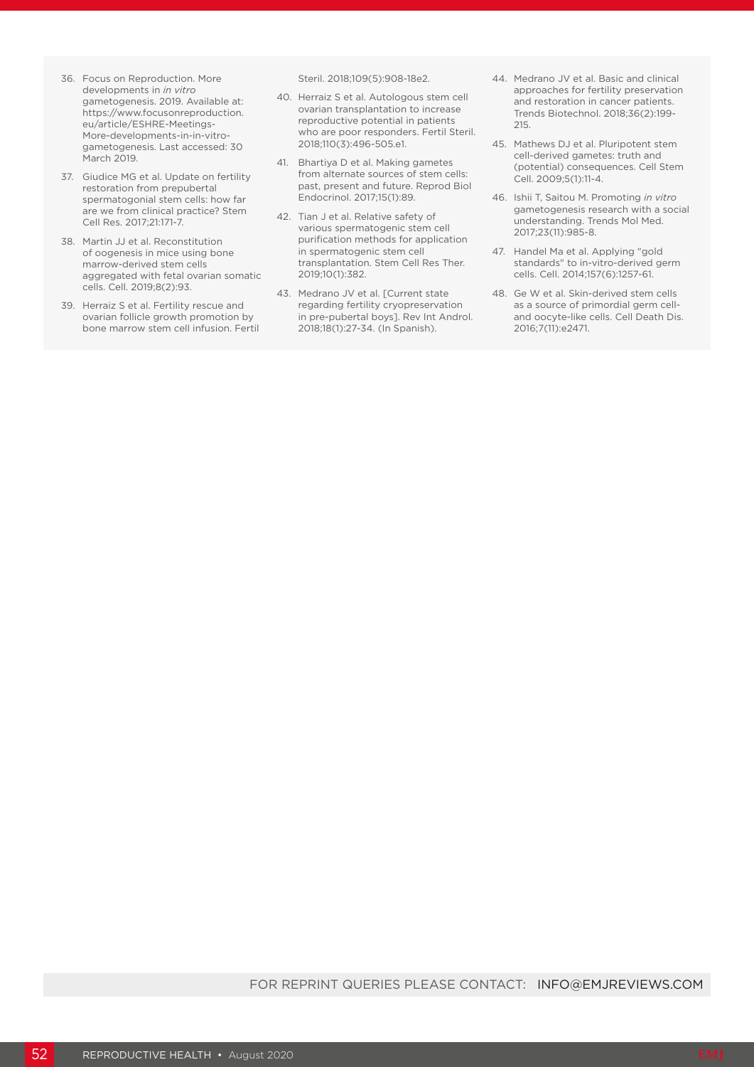36. Focus on Reproduction. More developments in *in vitro* gametogenesis. 2019. Available at: https://www.focusonreproduction.eu/article/ESHRE-Meetings-More-developments-in-in-vitro-gametogenesis. Last accessed: 30 March 2019.
37. Giudice MG et al. Update on fertility restoration from prepubertal spermatogonial stem cells: how far are we from clinical practice? Stem Cell Res. 2017;21:171-7.
38. Martin JJ et al. Reconstitution of oogenesis in mice using bone marrow-derived stem cells aggregated with fetal ovarian somatic cells. Cell. 2019;8(2):93.
39. Herraiz S et al. Fertility rescue and ovarian follicle growth promotion by bone marrow stem cell infusion. Fertil Steril. 2018;109(5):908-18e2.
40. Herraiz S et al. Autologous stem cell ovarian transplantation to increase reproductive potential in patients who are poor responders. Fertil Steril. 2018;110(3):496-505.e1.
41. Bhartiya D et al. Making gametes from alternate sources of stem cells: past, present and future. Reprod Biol Endocrinol. 2017;15(1):89.
42. Tian J et al. Relative safety of various spermatogenic stem cell purification methods for application in spermatogenic stem cell transplantation. Stem Cell Res Ther. 2019;10(1):382.
43. Medrano JV et al. [Current state regarding fertility cryopreservation in pre-pubertal boys]. Rev Int Androl. 2018;18(1):27-34. (In Spanish).
44. Medrano JV et al. Basic and clinical approaches for fertility preservation and restoration in cancer patients. Trends Biotechnol. 2018;36(2):199-215.
45. Mathews DJ et al. Pluripotent stem cell-derived gametes: truth and (potential) consequences. Cell Stem Cell. 2009;5(1):11-4.
46. Ishii T, Saitou M. Promoting *in vitro* gametogenesis research with a social understanding. Trends Mol Med. 2017;23(11):985-8.
47. Handel Ma et al. Applying "gold standards" to in-vitro-derived germ cells. Cell. 2014;157(6):1257-61.
48. Ge W et al. Skin-derived stem cells as a source of primordial germ cell- and oocyte-like cells. Cell Death Dis. 2016;7(11):e2471.

FOR REPRINT QUERIES PLEASE CONTACT: INFO@EMJREVIEWS.COM